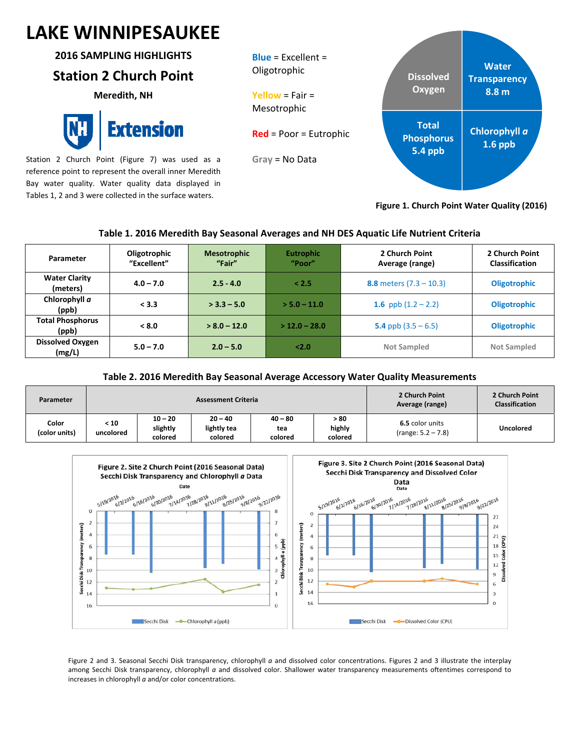# LAKE WINNIPESAUKEE

## 2016 SAMPLING HIGHLIGHTS

## Station 2 Church Point

**Meredith, NH**

Station 2 Church Point (Figure 7) was used as a reference point to represent the overall inner Meredith Bay water quality. Water quality data displayed in Tables 1, 2 and 3 were collected in the surface waters.

**Blue** = Excellent = Oligotrophic

**Yellow** = Fair = Mesotrophic

**Red** = Poor = Eutrophic

**Gray** = No Data

Dissolved Oxygen

Water Transparency 8.8 m

Total Phosphorus 5.4 ppb

Chlorophyll *a* 1.6 ppb

**Figure 1. Church Point Water Quality (2016)**

**Table 1. 2016 Meredith Bay Seasonal Averages and NH DES Aquatic Life Nutrient Criteria**

| Parameter | Oligotrophic "Excellent" | Mesotrophic "Fair" | Eutrophic "Poor" | 2 Church Point Average (range) | 2 Church Point Classification |
|---|---|---|---|---|---|
| Water Clarity (meters) | 4.0 – 7.0 | 2.5 - 4.0 | < 2.5 | 8.8 meters (7.3 – 10.3) | Oligotrophic |
| Chlorophyll *a* (ppb) | < 3.3 | > 3.3 – 5.0 | > 5.0 – 11.0 | 1.6 ppb (1.2 – 2.2) | Oligotrophic |
| Total Phosphorus (ppb) | < 8.0 | > 8.0 – 12.0 | > 12.0 – 28.0 | 5.4 ppb (3.5 – 6.5) | Oligotrophic |
| Dissolved Oxygen (mg/L) | 5.0 – 7.0 | 2.0 – 5.0 | <2.0 | Not Sampled | Not Sampled |

**Table 2. 2016 Meredith Bay Seasonal Average Accessory Water Quality Measurements**

| Parameter | Assessment Criteria | | | | | 2 Church Point Average (range) | 2 Church Point Classification |
|---|---|---|---|---|---|---|---|
| Color (color units) | < 10 uncolored | 10 – 20 slightly colored | 20 – 40 lightly tea colored | 40 – 80 tea colored | > 80 highly colored | 6.5 color units (range: 5.2 – 7.8) | Uncolored |

**Figure 2. Site 2 Church Point (2016 Seasonal Data) Secchi Disk Transparency and Chlorophyll *a* Data**

**Figure 3. Site 2 Church Point (2016 Seasonal Data) Secchi Disk Transparency and Dissolved Color Data**

Figure 2 and 3. Seasonal Secchi Disk transparency, chlorophyll *a* and dissolved color concentrations. Figures 2 and 3 illustrate the interplay among Secchi Disk transparency, chlorophyll *a* and dissolved color. Shallower water transparency measurements oftentimes correspond to increases in chlorophyll *a* and/or color concentrations.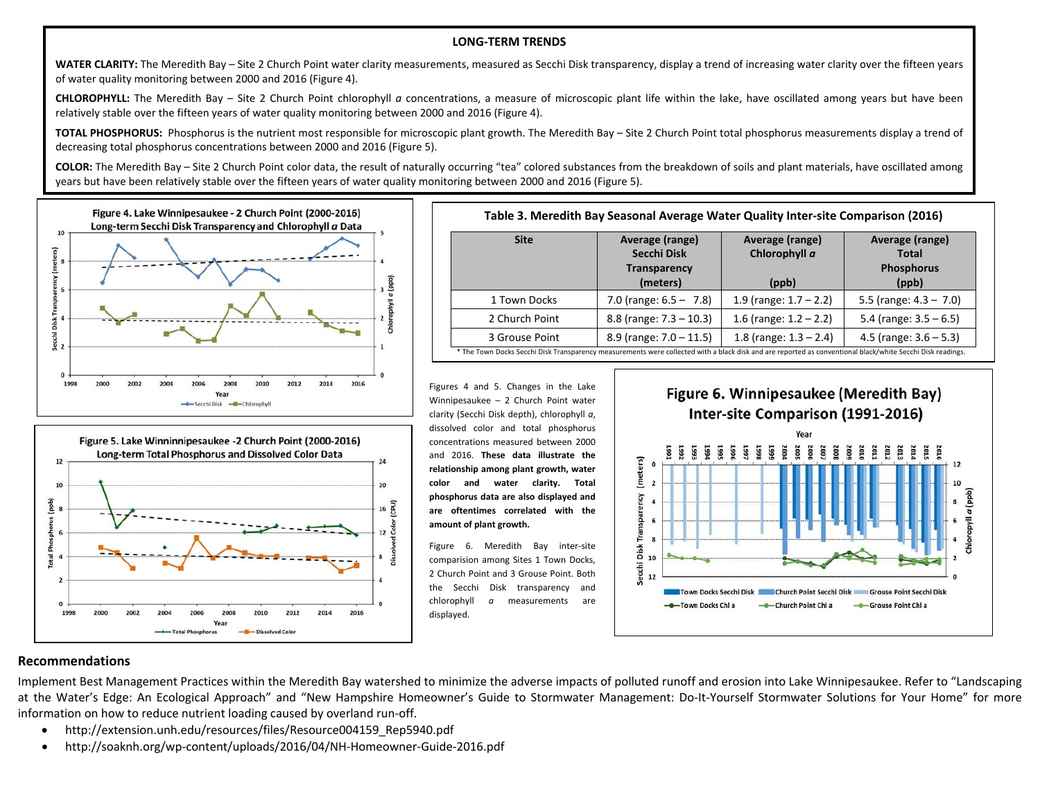## LONG-TERM TRENDS

**WATER CLARITY:** The Meredith Bay – Site 2 Church Point water clarity measurements, measured as Secchi Disk transparency, display a trend of increasing water clarity over the fifteen years of water quality monitoring between 2000 and 2016 (Figure 4).

**CHLOROPHYLL:** The Meredith Bay – Site 2 Church Point chlorophyll *a* concentrations, a measure of microscopic plant life within the lake, have oscillated among years but have been relatively stable over the fifteen years of water quality monitoring between 2000 and 2016 (Figure 4).

**TOTAL PHOSPHORUS:** Phosphorus is the nutrient most responsible for microscopic plant growth. The Meredith Bay – Site 2 Church Point total phosphorus measurements display a trend of decreasing total phosphorus concentrations between 2000 and 2016 (Figure 5).

**COLOR:** The Meredith Bay – Site 2 Church Point color data, the result of naturally occurring "tea" colored substances from the breakdown of soils and plant materials, have oscillated among years but have been relatively stable over the fifteen years of water quality monitoring between 2000 and 2016 (Figure 5).

**Figure 4. Lake Winnipesaukee - 2 Church Point (2000-2016) Long-term Secchi Disk Transparency and Chlorophyll *a* Data**

**Figure 5. Lake Winninnipesaukee -2 Church Point (2000-2016) Long-term Total Phosphorus and Dissolved Color Data**

**Table 3. Meredith Bay Seasonal Average Water Quality Inter-site Comparison (2016)**

| Site | Average (range) Secchi Disk Transparency (meters) | Average (range) Chlorophyll *a* (ppb) | Average (range) Total Phosphorus (ppb) |
|---|---|---|---|
| 1 Town Docks | 7.0 (range: 6.5 – 7.8) | 1.9 (range: 1.7 – 2.2) | 5.5 (range: 4.3 – 7.0) |
| 2 Church Point | 8.8 (range: 7.3 – 10.3) | 1.6 (range: 1.2 – 2.2) | 5.4 (range: 3.5 – 6.5) |
| 3 Grouse Point | 8.9 (range: 7.0 – 11.5) | 1.8 (range: 1.3 – 2.4) | 4.5 (range: 3.6 – 5.3) |

* The Town Docks Secchi Disk Transparency measurements were collected with a black disk and are reported as conventional black/white Secchi Disk readings.

Figures 4 and 5. Changes in the Lake Winnipesaukee – 2 Church Point water clarity (Secchi Disk depth), chlorophyll *a*, dissolved color and total phosphorus concentrations measured between 2000 and 2016. **These data illustrate the relationship among plant growth, water color and water clarity. Total phosphorus data are also displayed and are oftentimes correlated with the amount of plant growth.**

Figure 6. Meredith Bay inter-site comparision among Sites 1 Town Docks, 2 Church Point and 3 Grouse Point. Both the Secchi Disk transparency and chlorophyll *a* measurements are displayed.

**Figure 6. Winnipesaukee (Meredith Bay) Inter-site Comparison (1991-2016)**

## Recommendations

Implement Best Management Practices within the Meredith Bay watershed to minimize the adverse impacts of polluted runoff and erosion into Lake Winnipesaukee. Refer to "Landscaping at the Water's Edge: An Ecological Approach" and "New Hampshire Homeowner's Guide to Stormwater Management: Do-It-Yourself Stormwater Solutions for Your Home" for more information on how to reduce nutrient loading caused by overland run-off.

- http://extension.unh.edu/resources/files/Resource004159_Rep5940.pdf
- http://soaknh.org/wp-content/uploads/2016/04/NH-Homeowner-Guide-2016.pdf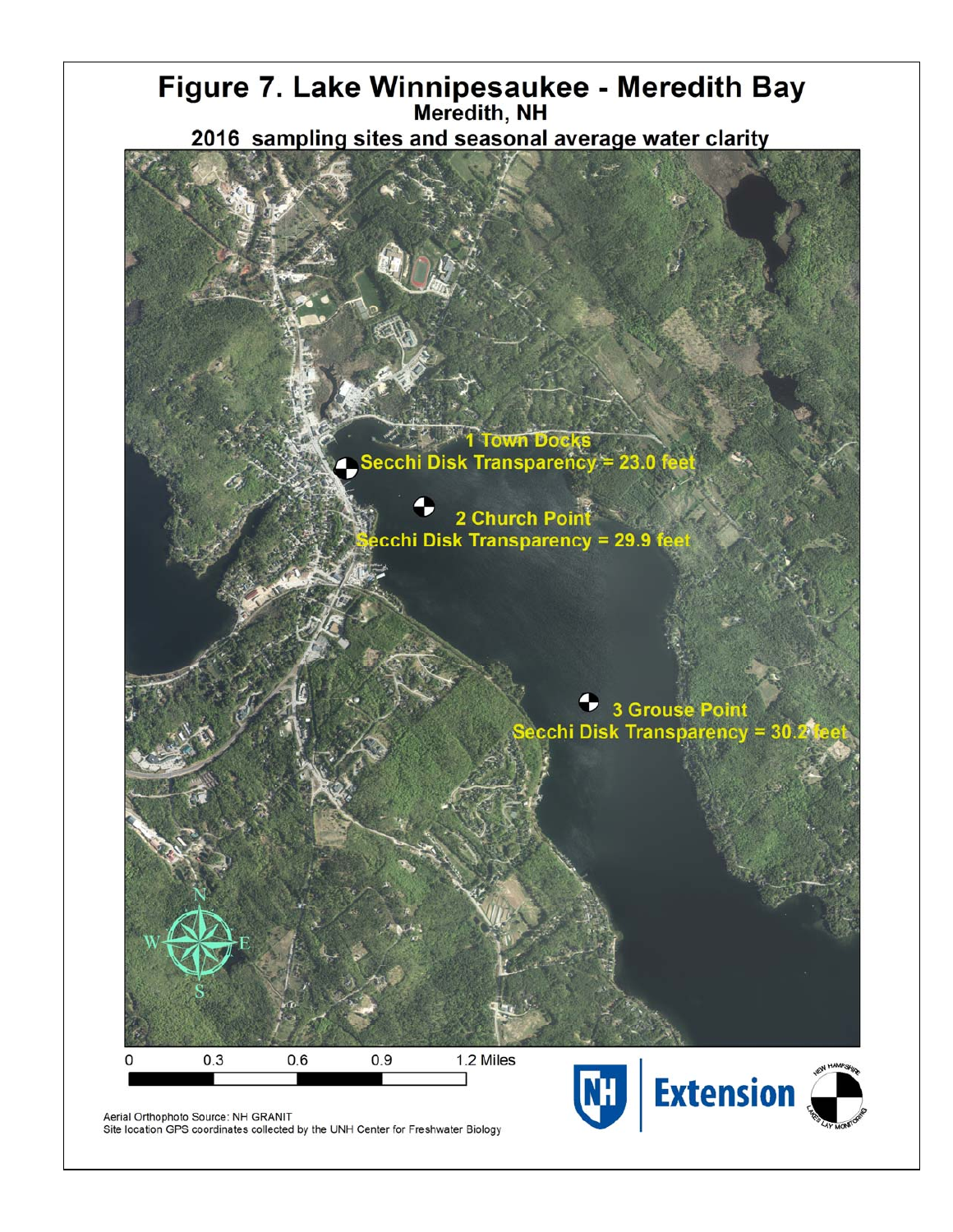# Figure 7. Lake Winnipesaukee - Meredith Bay

Meredith, NH

2016 sampling sites and seasonal average water clarity

1 Town Docks
Secchi Disk Transparency = 23.0 feet

2 Church Point
Secchi Disk Transparency = 29.9 feet

3 Grouse Point
Secchi Disk Transparency = 30.2 feet

N
W E
S

0 0.3 0.6 0.9 1.2 Miles

Aerial Orthophoto Source: NH GRANIT
Site location GPS coordinates collected by the UNH Center for Freshwater Biology

NH Extension

New Hampshire Lakes Lay Monitoring